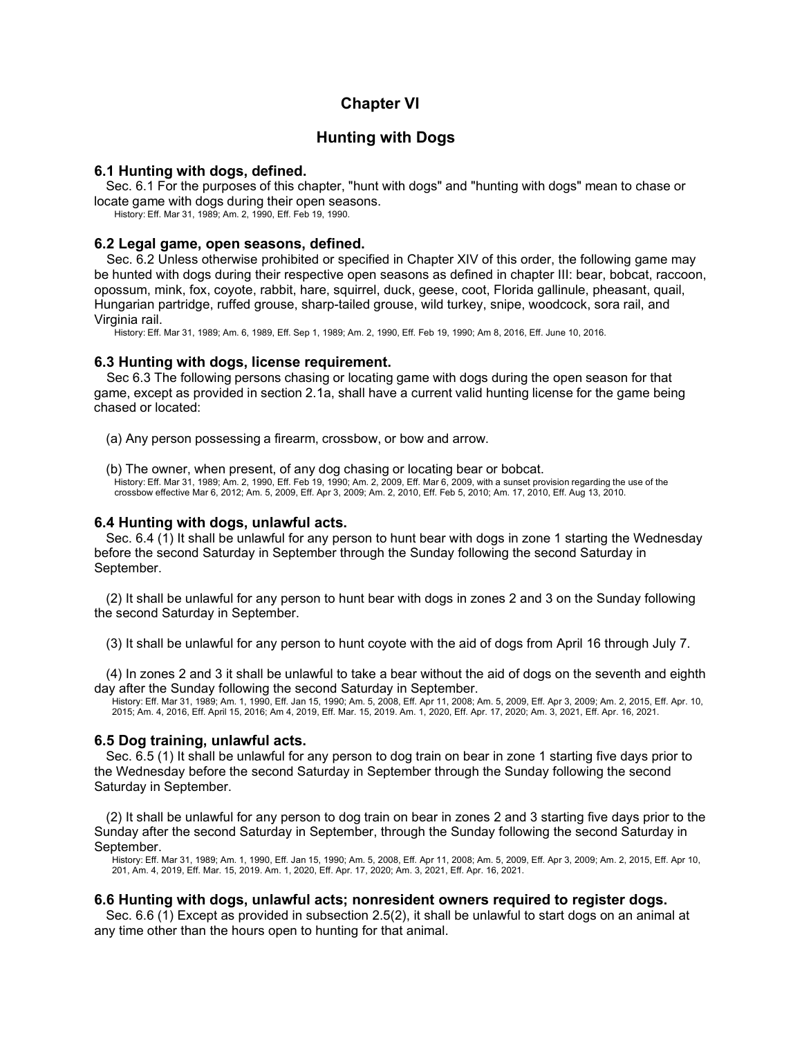# Chapter VI

## Hunting with Dogs

### 6.1 Hunting with dogs, defined.

Sec. 6.1 For the purposes of this chapter, "hunt with dogs" and "hunting with dogs" mean to chase or locate game with dogs during their open seasons.

History: Eff. Mar 31, 1989; Am. 2, 1990, Eff. Feb 19, 1990.

### 6.2 Legal game, open seasons, defined.

Sec. 6.2 Unless otherwise prohibited or specified in Chapter XIV of this order, the following game may be hunted with dogs during their respective open seasons as defined in chapter III: bear, bobcat, raccoon, opossum, mink, fox, coyote, rabbit, hare, squirrel, duck, geese, coot, Florida gallinule, pheasant, quail, Hungarian partridge, ruffed grouse, sharp-tailed grouse, wild turkey, snipe, woodcock, sora rail, and Virginia rail.

History: Eff. Mar 31, 1989; Am. 6, 1989, Eff. Sep 1, 1989; Am. 2, 1990, Eff. Feb 19, 1990; Am 8, 2016, Eff. June 10, 2016.

### 6.3 Hunting with dogs, license requirement.

Sec 6.3 The following persons chasing or locating game with dogs during the open season for that game, except as provided in section 2.1a, shall have a current valid hunting license for the game being chased or located:

(a) Any person possessing a firearm, crossbow, or bow and arrow.

(b) The owner, when present, of any dog chasing or locating bear or bobcat.

History: Eff. Mar 31, 1989; Am. 2, 1990, Eff. Feb 19, 1990; Am. 2, 2009, Eff. Mar 6, 2009, with a sunset provision regarding the use of the crossbow effective Mar 6, 2012; Am. 5, 2009, Eff. Apr 3, 2009; Am. 2, 2010, Eff. Feb 5, 2010; Am. 17, 2010, Eff. Aug 13, 2010.

### 6.4 Hunting with dogs, unlawful acts.

Sec. 6.4 (1) It shall be unlawful for any person to hunt bear with dogs in zone 1 starting the Wednesday before the second Saturday in September through the Sunday following the second Saturday in September.

(2) It shall be unlawful for any person to hunt bear with dogs in zones 2 and 3 on the Sunday following the second Saturday in September.

(3) It shall be unlawful for any person to hunt coyote with the aid of dogs from April 16 through July 7.

(4) In zones 2 and 3 it shall be unlawful to take a bear without the aid of dogs on the seventh and eighth day after the Sunday following the second Saturday in September.

History: Eff. Mar 31, 1989; Am. 1, 1990, Eff. Jan 15, 1990; Am. 5, 2008, Eff. Apr 11, 2008; Am. 5, 2009, Eff. Apr 3, 2009; Am. 2, 2015, Eff. Apr. 10, 2015; Am. 4, 2016, Eff. April 15, 2016; Am 4, 2019, Eff. Mar. 15, 2019. Am. 1, 2020, Eff. Apr. 17, 2020; Am. 3, 2021, Eff. Apr. 16, 2021.

### 6.5 Dog training, unlawful acts.

Sec. 6.5 (1) It shall be unlawful for any person to dog train on bear in zone 1 starting five days prior to the Wednesday before the second Saturday in September through the Sunday following the second Saturday in September.

(2) It shall be unlawful for any person to dog train on bear in zones 2 and 3 starting five days prior to the Sunday after the second Saturday in September, through the Sunday following the second Saturday in September.

History: Eff. Mar 31, 1989; Am. 1, 1990, Eff. Jan 15, 1990; Am. 5, 2008, Eff. Apr 11, 2008; Am. 5, 2009, Eff. Apr 3, 2009; Am. 2, 2015, Eff. Apr 10, 201, Am. 4, 2019, Eff. Mar. 15, 2019. Am. 1, 2020, Eff. Apr. 17, 2020; Am. 3, 2021, Eff. Apr. 16, 2021.

### 6.6 Hunting with dogs, unlawful acts; nonresident owners required to register dogs.

Sec. 6.6 (1) Except as provided in subsection 2.5(2), it shall be unlawful to start dogs on an animal at any time other than the hours open to hunting for that animal.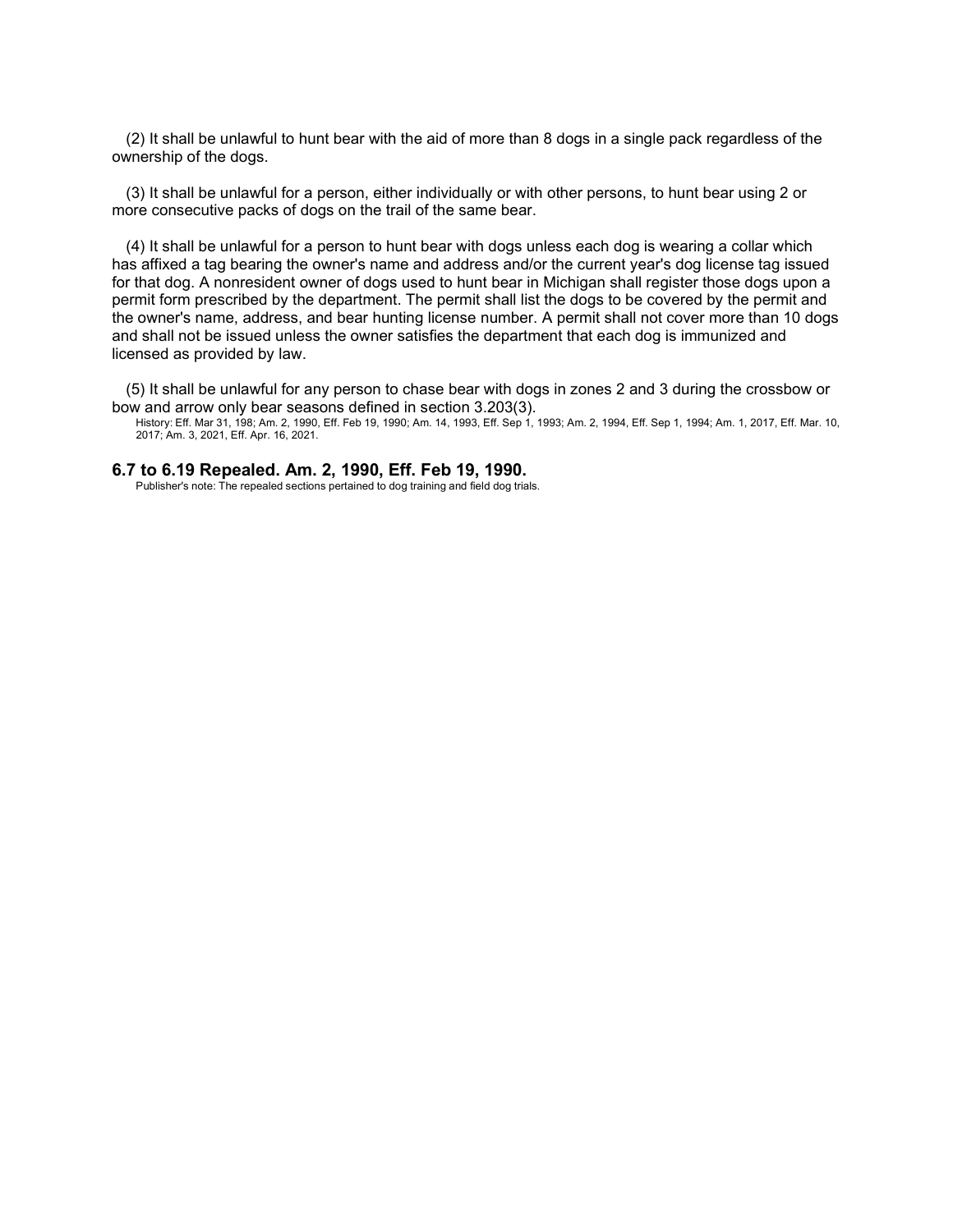(2) It shall be unlawful to hunt bear with the aid of more than 8 dogs in a single pack regardless of the ownership of the dogs.

(3) It shall be unlawful for a person, either individually or with other persons, to hunt bear using 2 or more consecutive packs of dogs on the trail of the same bear.

(4) It shall be unlawful for a person to hunt bear with dogs unless each dog is wearing a collar which has affixed a tag bearing the owner's name and address and/or the current year's dog license tag issued for that dog. A nonresident owner of dogs used to hunt bear in Michigan shall register those dogs upon a permit form prescribed by the department. The permit shall list the dogs to be covered by the permit and the owner's name, address, and bear hunting license number. A permit shall not cover more than 10 dogs and shall not be issued unless the owner satisfies the department that each dog is immunized and licensed as provided by law.

(5) It shall be unlawful for any person to chase bear with dogs in zones 2 and 3 during the crossbow or bow and arrow only bear seasons defined in section 3.203(3).

History: Eff. Mar 31, 198; Am. 2, 1990, Eff. Feb 19, 1990; Am. 14, 1993, Eff. Sep 1, 1993; Am. 2, 1994, Eff. Sep 1, 1994; Am. 1, 2017, Eff. Mar. 10, 2017; Am. 3, 2021, Eff. Apr. 16, 2021.

### 6.7 to 6.19 Repealed. Am. 2, 1990, Eff. Feb 19, 1990.

Publisher's note: The repealed sections pertained to dog training and field dog trials.